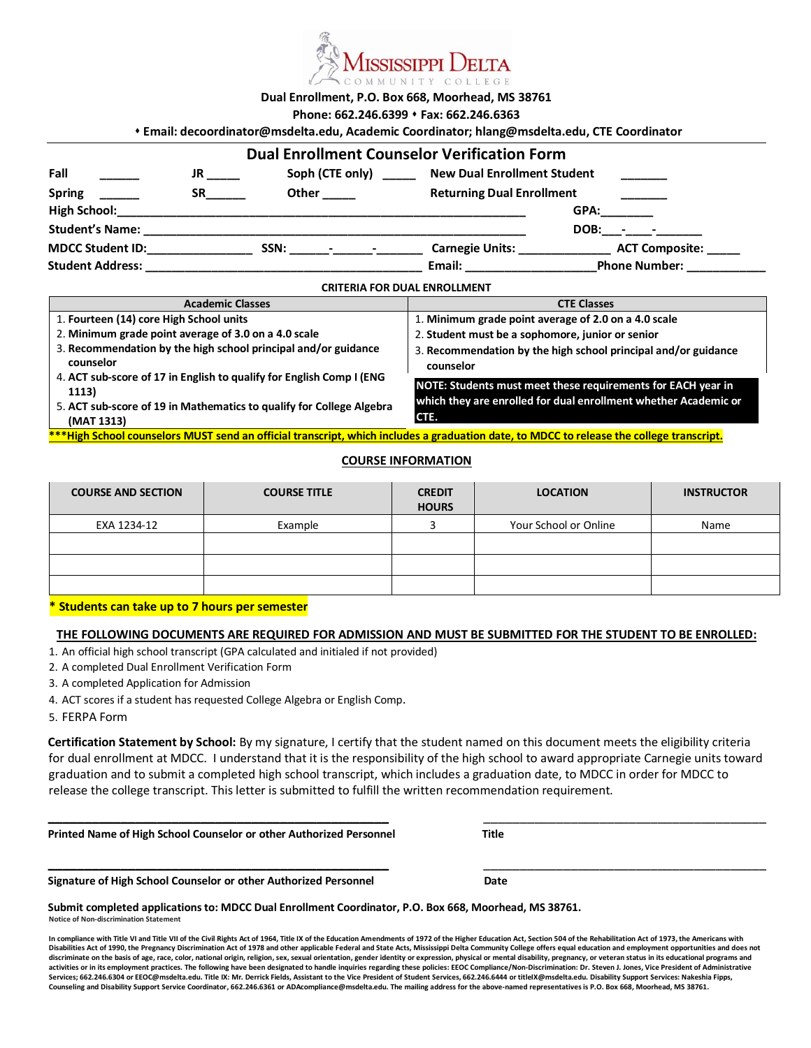# Mississippi Delta Community College

**Dual Enrollment, P.O. Box 668, Moorhead, MS 38761**

**Phone: 662.246.6399 • Fax: 662.246.6363**

**• Email: decoordinator@msdelta.edu, Academic Coordinator; hlang@msdelta.edu, CTE Coordinator**

## Dual Enrollment Counselor Verification Form

**Fall** ______ **JR** _____ **Soph (CTE only)** _____ **New Dual Enrollment Student** _______

**Spring** ______ **SR**______ **Other** _____ **Returning Dual Enrollment** _______

**High School:**____________________________________________________________ **GPA:**________

**Student's Name:** ___________________________________________________________ **DOB:**___-____-_______

**MDCC Student ID:**________________ **SSN:** ______-______-_______ **Carnegie Units:** _____________ **ACT Composite:** _____

**Student Address:** __________________________________________ **Email:** ___________________**Phone Number:** ____________

### CRITERIA FOR DUAL ENROLLMENT

| Academic Classes | CTE Classes |
|---|---|
| 1. Fourteen (14) core High School units<br>2. Minimum grade point average of 3.0 on a 4.0 scale<br>3. Recommendation by the high school principal and/or guidance counselor<br>4. ACT sub-score of 17 in English to qualify for English Comp I (ENG 1113)<br>5. ACT sub-score of 19 in Mathematics to qualify for College Algebra (MAT 1313) | 1. Minimum grade point average of 2.0 on a 4.0 scale<br>2. Student must be a sophomore, junior or senior<br>3. Recommendation by the high school principal and/or guidance counselor<br>NOTE: Students must meet these requirements for EACH year in which they are enrolled for dual enrollment whether Academic or CTE. |

**\*\*\*High School counselors MUST send an official transcript, which includes a graduation date, to MDCC to release the college transcript.**

### COURSE INFORMATION

| COURSE AND SECTION | COURSE TITLE | CREDIT HOURS | LOCATION | INSTRUCTOR |
|---|---|---|---|---|
| EXA 1234-12 | Example | 3 | Your School or Online | Name |
| | | | | |
| | | | | |
| | | | | |

**\* Students can take up to 7 hours per semester**

**THE FOLLOWING DOCUMENTS ARE REQUIRED FOR ADMISSION AND MUST BE SUBMITTED FOR THE STUDENT TO BE ENROLLED:**

1. An official high school transcript (GPA calculated and initialed if not provided)
2. A completed Dual Enrollment Verification Form
3. A completed Application for Admission
4. ACT scores if a student has requested College Algebra or English Comp.
5. FERPA Form

**Certification Statement by School:** By my signature, I certify that the student named on this document meets the eligibility criteria for dual enrollment at MDCC. I understand that it is the responsibility of the high school to award appropriate Carnegie units toward graduation and to submit a completed high school transcript, which includes a graduation date, to MDCC in order for MDCC to release the college transcript. This letter is submitted to fulfill the written recommendation requirement.

_______________________________________________ _______________________________________________

**Printed Name of High School Counselor or other Authorized Personnel** **Title**

_______________________________________________ _______________________________________________

**Signature of High School Counselor or other Authorized Personnel** **Date**

**Submit completed applications to: MDCC Dual Enrollment Coordinator, P.O. Box 668, Moorhead, MS 38761.**

Notice of Non-discrimination Statement

In compliance with Title VI and Title VII of the Civil Rights Act of 1964, Title IX of the Education Amendments of 1972 of the Higher Education Act, Section 504 of the Rehabilitation Act of 1973, the Americans with Disabilities Act of 1990, the Pregnancy Discrimination Act of 1978 and other applicable Federal and State Acts, Mississippi Delta Community College offers equal education and employment opportunities and does not discriminate on the basis of age, race, color, national origin, religion, sex, sexual orientation, gender identity or expression, physical or mental disability, pregnancy, or veteran status in its educational programs and activities or in its employment practices. The following have been designated to handle inquiries regarding these policies: EEOC Compliance/Non-Discrimination: Dr. Steven J. Jones, Vice President of Administrative Services; 662.246.6304 or EEOC@msdelta.edu. Title IX: Mr. Derrick Fields, Assistant to the Vice President of Student Services, 662.246.6444 or titleIX@msdelta.edu. Disability Support Services: Nakeshia Fipps, Counseling and Disability Support Service Coordinator, 662.246.6361 or ADAcompliance@msdelta.edu. The mailing address for the above-named representatives is P.O. Box 668, Moorhead, MS 38761.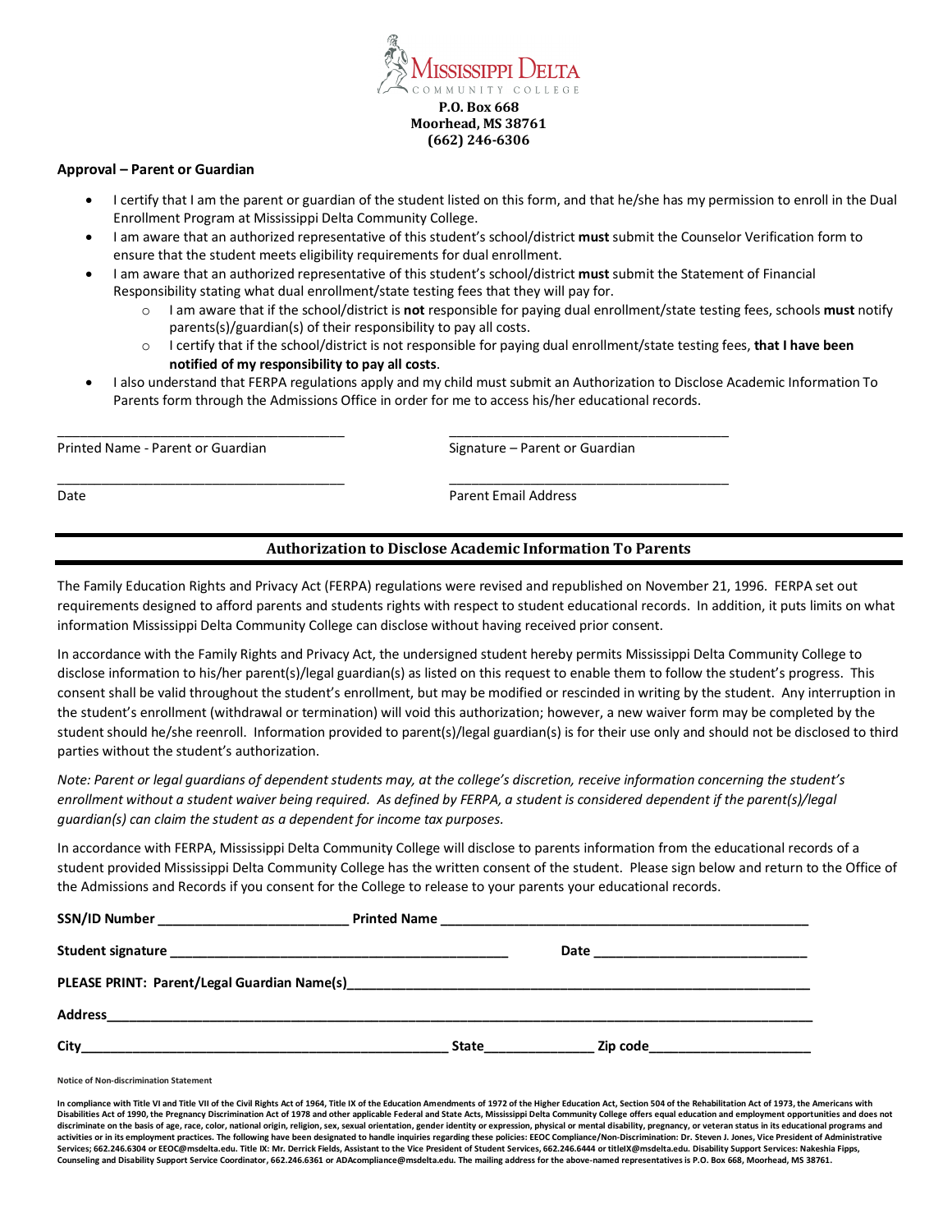Mississippi Delta Community College
P.O. Box 668
Moorhead, MS 38761
(662) 246-6306

**Approval – Parent or Guardian**

- I certify that I am the parent or guardian of the student listed on this form, and that he/she has my permission to enroll in the Dual Enrollment Program at Mississippi Delta Community College.
- I am aware that an authorized representative of this student's school/district **must** submit the Counselor Verification form to ensure that the student meets eligibility requirements for dual enrollment.
- I am aware that an authorized representative of this student's school/district **must** submit the Statement of Financial Responsibility stating what dual enrollment/state testing fees that they will pay for.
  - I am aware that if the school/district is **not** responsible for paying dual enrollment/state testing fees, schools **must** notify parents(s)/guardian(s) of their responsibility to pay all costs.
  - I certify that if the school/district is not responsible for paying dual enrollment/state testing fees, **that I have been notified of my responsibility to pay all costs**.
- I also understand that FERPA regulations apply and my child must submit an Authorization to Disclose Academic Information To Parents form through the Admissions Office in order for me to access his/her educational records.

\_\_\_\_\_\_\_\_\_\_\_\_\_\_\_\_\_\_\_\_\_\_\_\_\_\_\_\_\_\_\_\_\_\_\_\_\_\_\_\_ Printed Name - Parent or Guardian

\_\_\_\_\_\_\_\_\_\_\_\_\_\_\_\_\_\_\_\_\_\_\_\_\_\_\_\_\_\_\_\_\_\_\_\_\_\_\_\_ Signature – Parent or Guardian

\_\_\_\_\_\_\_\_\_\_\_\_\_\_\_\_\_\_\_\_\_\_\_\_\_\_\_\_\_\_\_\_\_\_\_\_\_\_\_\_ Date

\_\_\_\_\_\_\_\_\_\_\_\_\_\_\_\_\_\_\_\_\_\_\_\_\_\_\_\_\_\_\_\_\_\_\_\_\_\_\_\_ Parent Email Address

## Authorization to Disclose Academic Information To Parents

The Family Education Rights and Privacy Act (FERPA) regulations were revised and republished on November 21, 1996. FERPA set out requirements designed to afford parents and students rights with respect to student educational records. In addition, it puts limits on what information Mississippi Delta Community College can disclose without having received prior consent.

In accordance with the Family Rights and Privacy Act, the undersigned student hereby permits Mississippi Delta Community College to disclose information to his/her parent(s)/legal guardian(s) as listed on this request to enable them to follow the student's progress. This consent shall be valid throughout the student's enrollment, but may be modified or rescinded in writing by the student. Any interruption in the student's enrollment (withdrawal or termination) will void this authorization; however, a new waiver form may be completed by the student should he/she reenroll. Information provided to parent(s)/legal guardian(s) is for their use only and should not be disclosed to third parties without the student's authorization.

*Note: Parent or legal guardians of dependent students may, at the college's discretion, receive information concerning the student's enrollment without a student waiver being required. As defined by FERPA, a student is considered dependent if the parent(s)/legal guardian(s) can claim the student as a dependent for income tax purposes.*

In accordance with FERPA, Mississippi Delta Community College will disclose to parents information from the educational records of a student provided Mississippi Delta Community College has the written consent of the student. Please sign below and return to the Office of the Admissions and Records if you consent for the College to release to your parents your educational records.

**SSN/ID Number** \_\_\_\_\_\_\_\_\_\_\_\_\_\_\_\_\_\_\_\_\_\_\_\_\_ **Printed Name** \_\_\_\_\_\_\_\_\_\_\_\_\_\_\_\_\_\_\_\_\_\_\_\_\_\_\_\_\_\_\_\_\_\_\_\_\_\_\_\_\_\_\_\_\_\_\_\_

**Student signature** \_\_\_\_\_\_\_\_\_\_\_\_\_\_\_\_\_\_\_\_\_\_\_\_\_\_\_\_\_\_\_\_\_\_\_\_\_\_\_\_\_\_\_\_\_\_\_ **Date** \_\_\_\_\_\_\_\_\_\_\_\_\_\_\_\_\_\_\_\_\_\_\_\_\_\_\_\_\_\_

**PLEASE PRINT: Parent/Legal Guardian Name(s)**\_\_\_\_\_\_\_\_\_\_\_\_\_\_\_\_\_\_\_\_\_\_\_\_\_\_\_\_\_\_\_\_\_\_\_\_\_\_\_\_\_\_\_\_\_\_\_\_\_\_\_\_\_\_\_\_\_\_\_\_\_\_\_\_

**Address**\_\_\_\_\_\_\_\_\_\_\_\_\_\_\_\_\_\_\_\_\_\_\_\_\_\_\_\_\_\_\_\_\_\_\_\_\_\_\_\_\_\_\_\_\_\_\_\_\_\_\_\_\_\_\_\_\_\_\_\_\_\_\_\_\_\_\_\_\_\_\_\_\_\_\_\_\_\_\_\_\_\_\_\_\_\_\_\_\_\_\_

**City**\_\_\_\_\_\_\_\_\_\_\_\_\_\_\_\_\_\_\_\_\_\_\_\_\_\_\_\_\_\_\_\_\_\_\_\_\_\_\_\_\_\_\_\_\_\_\_\_\_\_\_\_\_ **State**\_\_\_\_\_\_\_\_\_\_\_\_\_\_\_\_ **Zip code**\_\_\_\_\_\_\_\_\_\_\_\_\_\_\_\_\_\_\_\_\_\_\_

**Notice of Non-discrimination Statement**

**In compliance with Title VI and Title VII of the Civil Rights Act of 1964, Title IX of the Education Amendments of 1972 of the Higher Education Act, Section 504 of the Rehabilitation Act of 1973, the Americans with Disabilities Act of 1990, the Pregnancy Discrimination Act of 1978 and other applicable Federal and State Acts, Mississippi Delta Community College offers equal education and employment opportunities and does not discriminate on the basis of age, race, color, national origin, religion, sex, sexual orientation, gender identity or expression, physical or mental disability, pregnancy, or veteran status in its educational programs and activities or in its employment practices. The following have been designated to handle inquiries regarding these policies: EEOC Compliance/Non-Discrimination: Dr. Steven J. Jones, Vice President of Administrative Services; 662.246.6304 or EEOC@msdelta.edu. Title IX: Mr. Derrick Fields, Assistant to the Vice President of Student Services, 662.246.6444 or titleIX@msdelta.edu. Disability Support Services: Nakeshia Fipps, Counseling and Disability Support Service Coordinator, 662.246.6361 or ADAcompliance@msdelta.edu. The mailing address for the above-named representatives is P.O. Box 668, Moorhead, MS 38761.**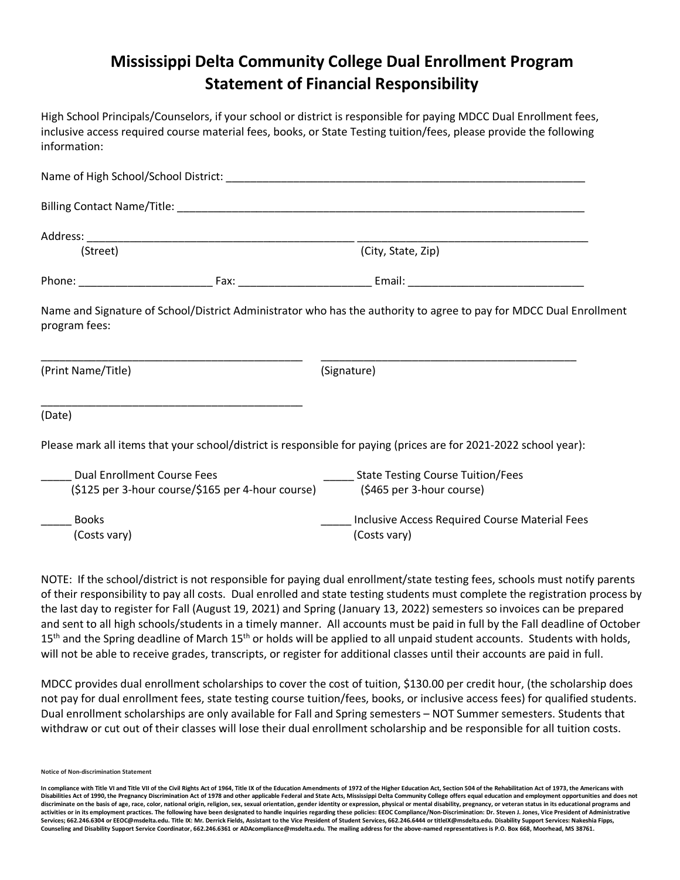# Mississippi Delta Community College Dual Enrollment Program
# Statement of Financial Responsibility

High School Principals/Counselors, if your school or district is responsible for paying MDCC Dual Enrollment fees, inclusive access required course material fees, books, or State Testing tuition/fees, please provide the following information:

Name of High School/School District: ______________________________________________________________

Billing Contact Name/Title: ______________________________________________________________________

Address: ______________________________________________ ______________________________________
(Street) (City, State, Zip)

Phone: ______________________ Fax: ______________________ Email: ______________________________

Name and Signature of School/District Administrator who has the authority to agree to pay for MDCC Dual Enrollment program fees:

_____________________________________________ _____________________________________________
(Print Name/Title) (Signature)

_____________________________________________
(Date)

Please mark all items that your school/district is responsible for paying (prices are for 2021-2022 school year):

_____ Dual Enrollment Course Fees
($125 per 3-hour course/$165 per 4-hour course)

_____ State Testing Course Tuition/Fees
($465 per 3-hour course)

_____ Books
(Costs vary)

_____ Inclusive Access Required Course Material Fees
(Costs vary)

NOTE: If the school/district is not responsible for paying dual enrollment/state testing fees, schools must notify parents of their responsibility to pay all costs. Dual enrolled and state testing students must complete the registration process by the last day to register for Fall (August 19, 2021) and Spring (January 13, 2022) semesters so invoices can be prepared and sent to all high schools/students in a timely manner. All accounts must be paid in full by the Fall deadline of October 15th and the Spring deadline of March 15th or holds will be applied to all unpaid student accounts. Students with holds, will not be able to receive grades, transcripts, or register for additional classes until their accounts are paid in full.

MDCC provides dual enrollment scholarships to cover the cost of tuition, $130.00 per credit hour, (the scholarship does not pay for dual enrollment fees, state testing course tuition/fees, books, or inclusive access fees) for qualified students. Dual enrollment scholarships are only available for Fall and Spring semesters – NOT Summer semesters. Students that withdraw or cut out of their classes will lose their dual enrollment scholarship and be responsible for all tuition costs.

**Notice of Non-discrimination Statement**

**In compliance with Title VI and Title VII of the Civil Rights Act of 1964, Title IX of the Education Amendments of 1972 of the Higher Education Act, Section 504 of the Rehabilitation Act of 1973, the Americans with Disabilities Act of 1990, the Pregnancy Discrimination Act of 1978 and other applicable Federal and State Acts, Mississippi Delta Community College offers equal education and employment opportunities and does not discriminate on the basis of age, race, color, national origin, religion, sex, sexual orientation, gender identity or expression, physical or mental disability, pregnancy, or veteran status in its educational programs and activities or in its employment practices. The following have been designated to handle inquiries regarding these policies: EEOC Compliance/Non-Discrimination: Dr. Steven J. Jones, Vice President of Administrative Services; 662.246.6304 or EEOC@msdelta.edu. Title IX: Mr. Derrick Fields, Assistant to the Vice President of Student Services, 662.246.6444 or titleIX@msdelta.edu. Disability Support Services: Nakeshia Fipps, Counseling and Disability Support Service Coordinator, 662.246.6361 or ADAcompliance@msdelta.edu. The mailing address for the above-named representatives is P.O. Box 668, Moorhead, MS 38761.**